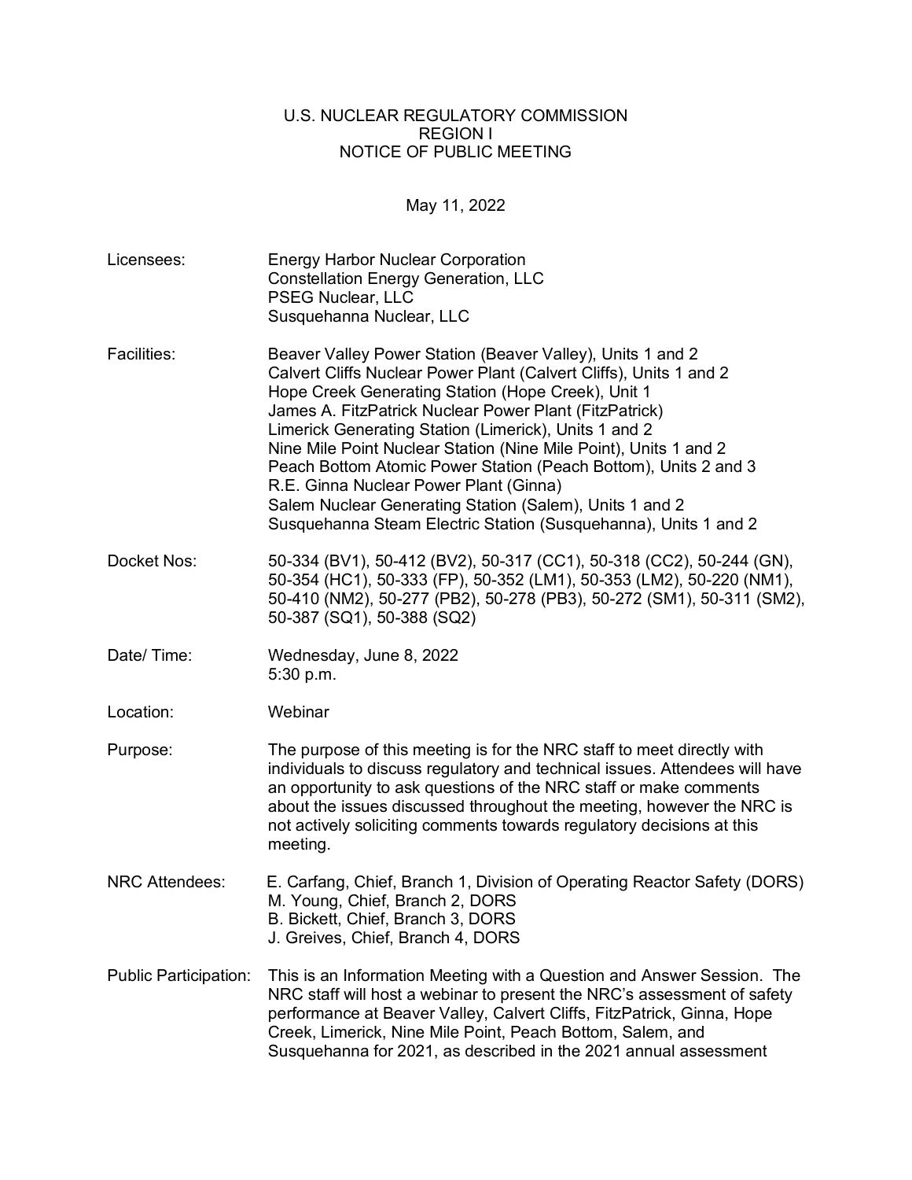U.S. NUCLEAR REGULATORY COMMISSION
REGION I
NOTICE OF PUBLIC MEETING

May 11, 2022

| | |
|---|---|
| Licensees: | Energy Harbor Nuclear Corporation<br>Constellation Energy Generation, LLC<br>PSEG Nuclear, LLC<br>Susquehanna Nuclear, LLC |
| Facilities: | Beaver Valley Power Station (Beaver Valley), Units 1 and 2<br>Calvert Cliffs Nuclear Power Plant (Calvert Cliffs), Units 1 and 2<br>Hope Creek Generating Station (Hope Creek), Unit 1<br>James A. FitzPatrick Nuclear Power Plant (FitzPatrick)<br>Limerick Generating Station (Limerick), Units 1 and 2<br>Nine Mile Point Nuclear Station (Nine Mile Point), Units 1 and 2<br>Peach Bottom Atomic Power Station (Peach Bottom), Units 2 and 3<br>R.E. Ginna Nuclear Power Plant (Ginna)<br>Salem Nuclear Generating Station (Salem), Units 1 and 2<br>Susquehanna Steam Electric Station (Susquehanna), Units 1 and 2 |
| Docket Nos: | 50-334 (BV1), 50-412 (BV2), 50-317 (CC1), 50-318 (CC2), 50-244 (GN), 50-354 (HC1), 50-333 (FP), 50-352 (LM1), 50-353 (LM2), 50-220 (NM1), 50-410 (NM2), 50-277 (PB2), 50-278 (PB3), 50-272 (SM1), 50-311 (SM2), 50-387 (SQ1), 50-388 (SQ2) |
| Date/ Time: | Wednesday, June 8, 2022<br>5:30 p.m. |
| Location: | Webinar |
| Purpose: | The purpose of this meeting is for the NRC staff to meet directly with individuals to discuss regulatory and technical issues. Attendees will have an opportunity to ask questions of the NRC staff or make comments about the issues discussed throughout the meeting, however the NRC is not actively soliciting comments towards regulatory decisions at this meeting. |
| NRC Attendees: | E. Carfang, Chief, Branch 1, Division of Operating Reactor Safety (DORS)<br>M. Young, Chief, Branch 2, DORS<br>B. Bickett, Chief, Branch 3, DORS<br>J. Greives, Chief, Branch 4, DORS |
| Public Participation: | This is an Information Meeting with a Question and Answer Session. The NRC staff will host a webinar to present the NRC's assessment of safety performance at Beaver Valley, Calvert Cliffs, FitzPatrick, Ginna, Hope Creek, Limerick, Nine Mile Point, Peach Bottom, Salem, and Susquehanna for 2021, as described in the 2021 annual assessment |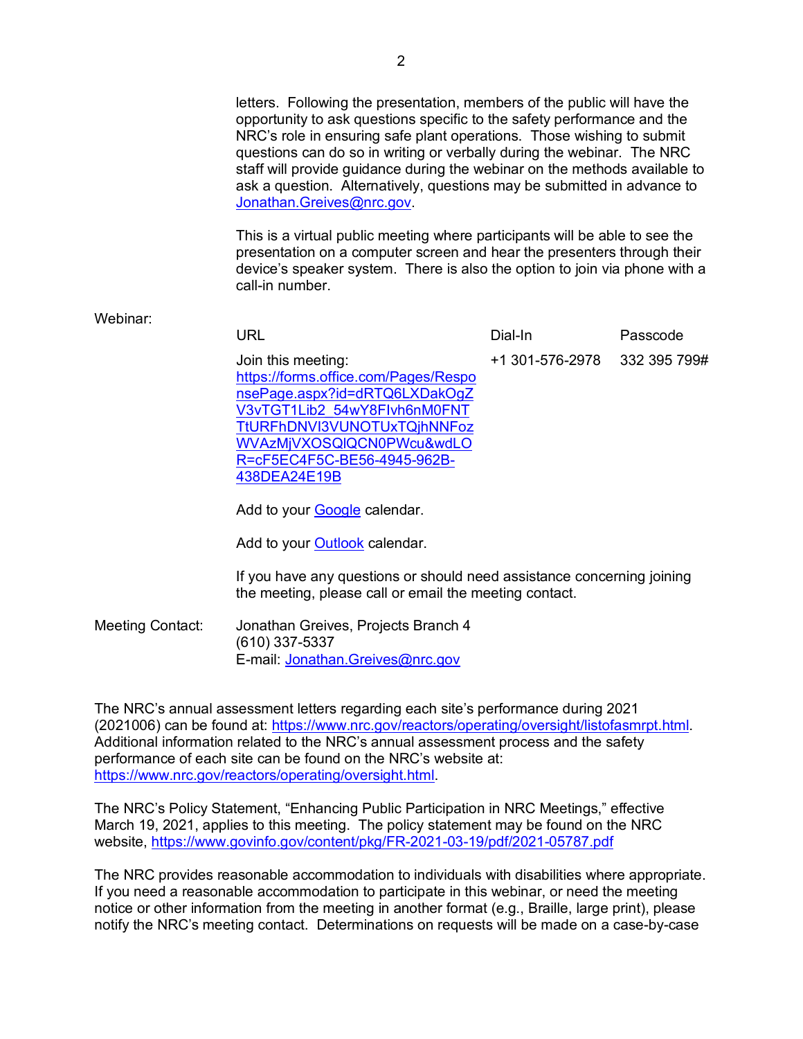letters. Following the presentation, members of the public will have the opportunity to ask questions specific to the safety performance and the NRC's role in ensuring safe plant operations. Those wishing to submit questions can do so in writing or verbally during the webinar. The NRC staff will provide guidance during the webinar on the methods available to ask a question. Alternatively, questions may be submitted in advance to Jonathan.Greives@nrc.gov.

This is a virtual public meeting where participants will be able to see the presentation on a computer screen and hear the presenters through their device's speaker system. There is also the option to join via phone with a call-in number.

Webinar:

| URL | Dial-In | Passcode |
|---|---|---|
| Join this meeting: https://forms.office.com/Pages/ResponsePage.aspx?id=dRTQ6LXDakOgZV3vTGT1Lib2_54wY8FIvh6nM0FNTTtURFhDNVI3VUNOTUxTQjhNNFozWVAzMjVXOSQlQCN0PWcu&wdLOR=cF5EC4F5C-BE56-4945-962B-438DEA24E19B | +1 301-576-2978 | 332 395 799# |

Add to your Google calendar.

Add to your Outlook calendar.

If you have any questions or should need assistance concerning joining the meeting, please call or email the meeting contact.

Meeting Contact: Jonathan Greives, Projects Branch 4
(610) 337-5337
E-mail: Jonathan.Greives@nrc.gov

The NRC's annual assessment letters regarding each site's performance during 2021 (2021006) can be found at: https://www.nrc.gov/reactors/operating/oversight/listofasmrpt.html. Additional information related to the NRC's annual assessment process and the safety performance of each site can be found on the NRC's website at: https://www.nrc.gov/reactors/operating/oversight.html.

The NRC's Policy Statement, "Enhancing Public Participation in NRC Meetings," effective March 19, 2021, applies to this meeting. The policy statement may be found on the NRC website, https://www.govinfo.gov/content/pkg/FR-2021-03-19/pdf/2021-05787.pdf

The NRC provides reasonable accommodation to individuals with disabilities where appropriate. If you need a reasonable accommodation to participate in this webinar, or need the meeting notice or other information from the meeting in another format (e.g., Braille, large print), please notify the NRC's meeting contact. Determinations on requests will be made on a case-by-case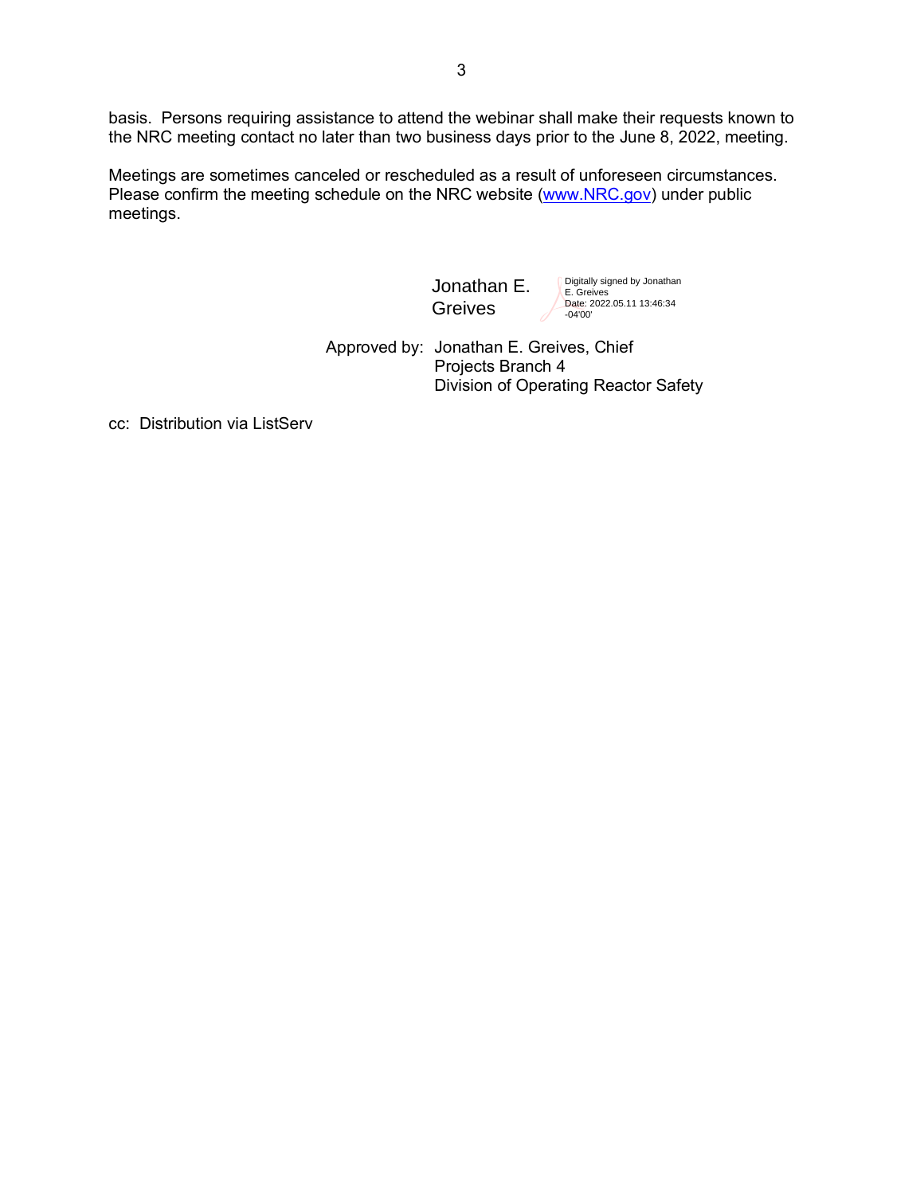basis. Persons requiring assistance to attend the webinar shall make their requests known to the NRC meeting contact no later than two business days prior to the June 8, 2022, meeting.

Meetings are sometimes canceled or rescheduled as a result of unforeseen circumstances. Please confirm the meeting schedule on the NRC website ([www.NRC.gov](http://www.NRC.gov)) under public meetings.

Jonathan E. Greives — Digitally signed by Jonathan E. Greives Date: 2022.05.11 13:46:34 -04'00'

Approved by: Jonathan E. Greives, Chief
Projects Branch 4
Division of Operating Reactor Safety

cc: Distribution via ListServ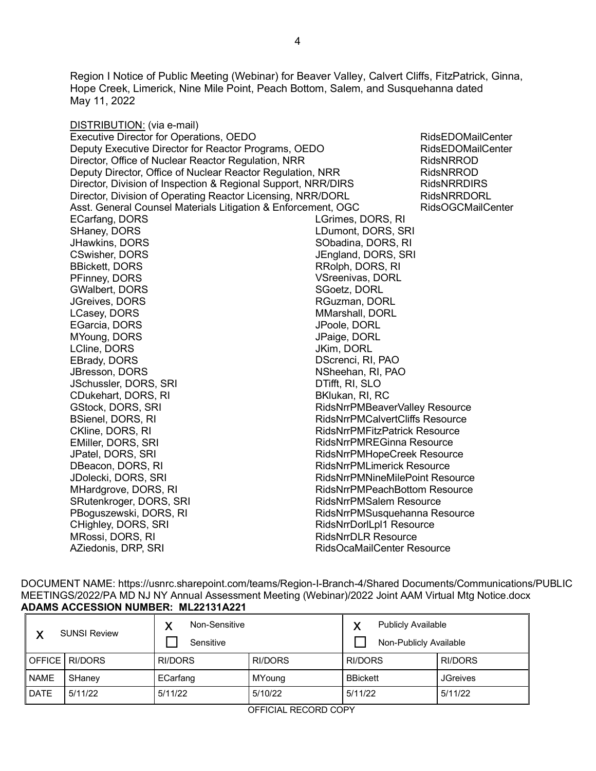Region I Notice of Public Meeting (Webinar) for Beaver Valley, Calvert Cliffs, FitzPatrick, Ginna, Hope Creek, Limerick, Nine Mile Point, Peach Bottom, Salem, and Susquehanna dated May 11, 2022

DISTRIBUTION: (via e-mail)

| | |
|---|---|
| Executive Director for Operations, OEDO | RidsEDOMailCenter |
| Deputy Executive Director for Reactor Programs, OEDO | RidsEDOMailCenter |
| Director, Office of Nuclear Reactor Regulation, NRR | RidsNRROD |
| Deputy Director, Office of Nuclear Reactor Regulation, NRR | RidsNRROD |
| Director, Division of Inspection & Regional Support, NRR/DIRS | RidsNRRDIRS |
| Director, Division of Operating Reactor Licensing, NRR/DORL | RidsNRRDORL |
| Asst. General Counsel Materials Litigation & Enforcement, OGC | RidsOGCMailCenter |

ECarfang, DORS
SHaney, DORS
JHawkins, DORS
CSwisher, DORS
BBickett, DORS
PFinney, DORS
GWalbert, DORS
JGreives, DORS
LCasey, DORS
EGarcia, DORS
MYoung, DORS
LCline, DORS
EBrady, DORS
JBresson, DORS
JSchussler, DORS, SRI
CDukehart, DORS, RI
GStock, DORS, SRI
BSienel, DORS, RI
CKline, DORS, RI
EMiller, DORS, SRI
JPatel, DORS, SRI
DBeacon, DORS, RI
JDolecki, DORS, SRI
MHardgrove, DORS, RI
SRutenkroger, DORS, SRI
PBoguszewski, DORS, RI
CHighley, DORS, SRI
MRossi, DORS, RI
AZiedonis, DRP, SRI
LGrimes, DORS, RI
LDumont, DORS, SRI
SObadina, DORS, RI
JEngland, DORS, SRI
RRolph, DORS, RI
VSreenivas, DORL
SGoetz, DORL
RGuzman, DORL
MMarshall, DORL
JPoole, DORL
JPaige, DORL
JKim, DORL
DScrenci, RI, PAO
NSheehan, RI, PAO
DTifft, RI, SLO
BKlukan, RI, RC
RidsNrrPMBeaverValley Resource
RidsNrrPMCalvertCliffs Resource
RidsNrrPMFitzPatrick Resource
RidsNrrPMREGinna Resource
RidsNrrPMHopeCreek Resource
RidsNrrPMLimerick Resource
RidsNrrPMNineMilePoint Resource
RidsNrrPMPeachBottom Resource
RidsNrrPMSalem Resource
RidsNrrPMSusquehanna Resource
RidsNrrDorlLpl1 Resource
RidsNrrDLR Resource
RidsOcaMailCenter Resource

DOCUMENT NAME: https://usnrc.sharepoint.com/teams/Region-I-Branch-4/Shared Documents/Communications/PUBLIC MEETINGS/2022/PA MD NJ NY Annual Assessment Meeting (Webinar)/2022 Joint AAM Virtual Mtg Notice.docx

**ADAMS ACCESSION NUMBER: ML22131A221**

| X SUNSI Review | | X Non-Sensitive ☐ Sensitive | | X Publicly Available ☐ Non-Publicly Available | |
|---|---|---|---|---|---|
| OFFICE | RI/DORS | RI/DORS | RI/DORS | RI/DORS | RI/DORS |
| NAME | SHaney | ECarfang | MYoung | BBickett | JGreives |
| DATE | 5/11/22 | 5/11/22 | 5/10/22 | 5/11/22 | 5/11/22 |

OFFICIAL RECORD COPY